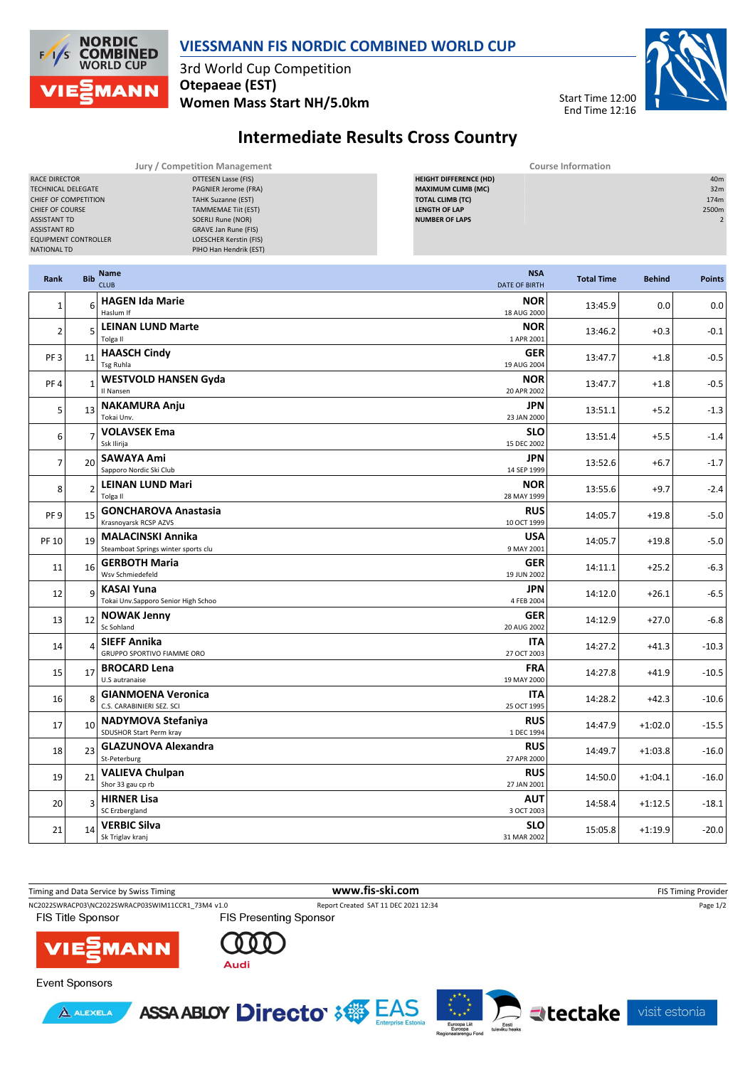# VIESSMANN FIS NORDIC COMBINED WORLD CUP

3rd World Cup Competition
**Otepaeae (EST)**
**Women Mass Start NH/5.0km**

Start Time 12:00
End Time 12:16

## Intermediate Results Cross Country

| Jury / Competition Management | |
|---|---|
| RACE DIRECTOR | OTTESEN Lasse (FIS) |
| TECHNICAL DELEGATE | PAGNIER Jerome (FRA) |
| CHIEF OF COMPETITION | TAHK Suzanne (EST) |
| CHIEF OF COURSE | TAMMEMAE Tiit (EST) |
| ASSISTANT TD | SOERLI Rune (NOR) |
| ASSISTANT RD | GRAVE Jan Rune (FIS) |
| EQUIPMENT CONTROLLER | LOESCHER Kerstin (FIS) |
| NATIONAL TD | PIHO Han Hendrik (EST) |

| Course Information | |
|---|---|
| HEIGHT DIFFERENCE (HD) | 40m |
| MAXIMUM CLIMB (MC) | 32m |
| TOTAL CLIMB (TC) | 174m |
| LENGTH OF LAP | 2500m |
| NUMBER OF LAPS | 2 |

| Rank | Bib | Name / CLUB | NSA / DATE OF BIRTH | Total Time | Behind | Points |
|---|---|---|---|---|---|---|
| 1 | 6 | **HAGEN Ida Marie** Haslum If | **NOR** 18 AUG 2000 | 13:45.9 | 0.0 | 0.0 |
| 2 | 5 | **LEINAN LUND Marte** Tolga Il | **NOR** 1 APR 2001 | 13:46.2 | +0.3 | -0.1 |
| PF 3 | 11 | **HAASCH Cindy** Tsg Ruhla | **GER** 19 AUG 2004 | 13:47.7 | +1.8 | -0.5 |
| PF 4 | 1 | **WESTVOLD HANSEN Gyda** Il Nansen | **NOR** 20 APR 2002 | 13:47.7 | +1.8 | -0.5 |
| 5 | 13 | **NAKAMURA Anju** Tokai Unv. | **JPN** 23 JAN 2000 | 13:51.1 | +5.2 | -1.3 |
| 6 | 7 | **VOLAVSEK Ema** Ssk Ilirija | **SLO** 15 DEC 2002 | 13:51.4 | +5.5 | -1.4 |
| 7 | 20 | **SAWAYA Ami** Sapporo Nordic Ski Club | **JPN** 14 SEP 1999 | 13:52.6 | +6.7 | -1.7 |
| 8 | 2 | **LEINAN LUND Mari** Tolga Il | **NOR** 28 MAY 1999 | 13:55.6 | +9.7 | -2.4 |
| PF 9 | 15 | **GONCHAROVA Anastasia** Krasnoyarsk RCSP AZVS | **RUS** 10 OCT 1999 | 14:05.7 | +19.8 | -5.0 |
| PF 10 | 19 | **MALACINSKI Annika** Steamboat Springs winter sports clu | **USA** 9 MAY 2001 | 14:05.7 | +19.8 | -5.0 |
| 11 | 16 | **GERBOTH Maria** Wsv Schmiedefeld | **GER** 19 JUN 2002 | 14:11.1 | +25.2 | -6.3 |
| 12 | 9 | **KASAI Yuna** Tokai Unv.Sapporo Senior High Schoo | **JPN** 4 FEB 2004 | 14:12.0 | +26.1 | -6.5 |
| 13 | 12 | **NOWAK Jenny** Sc Sohland | **GER** 20 AUG 2002 | 14:12.9 | +27.0 | -6.8 |
| 14 | 4 | **SIEFF Annika** GRUPPO SPORTIVO FIAMME ORO | **ITA** 27 OCT 2003 | 14:27.2 | +41.3 | -10.3 |
| 15 | 17 | **BROCARD Lena** U.S autranaise | **FRA** 19 MAY 2000 | 14:27.8 | +41.9 | -10.5 |
| 16 | 8 | **GIANMOENA Veronica** C.S. CARABINIERI SEZ. SCI | **ITA** 25 OCT 1995 | 14:28.2 | +42.3 | -10.6 |
| 17 | 10 | **NADYMOVA Stefaniya** SDUSHOR Start Perm kray | **RUS** 1 DEC 1994 | 14:47.9 | +1:02.0 | -15.5 |
| 18 | 23 | **GLAZUNOVA Alexandra** St-Peterburg | **RUS** 27 APR 2000 | 14:49.7 | +1:03.8 | -16.0 |
| 19 | 21 | **VALIEVA Chulpan** Shor 33 gau cp rb | **RUS** 27 JAN 2001 | 14:50.0 | +1:04.1 | -16.0 |
| 20 | 3 | **HIRNER Lisa** SC Erzbergland | **AUT** 3 OCT 2003 | 14:58.4 | +1:12.5 | -18.1 |
| 21 | 14 | **VERBIC Silva** Sk Triglav kranj | **SLO** 31 MAR 2002 | 15:05.8 | +1:19.9 | -20.0 |

Timing and Data Service by Swiss Timing — www.fis-ski.com — FIS Timing Provider

NC2022SWRACP03\NC2022SWRACP03SWIM11CCR1_73M4 v1.0 — Report Created SAT 11 DEC 2021 12:34

FIS Title Sponsor — FIS Presenting Sponsor

Event Sponsors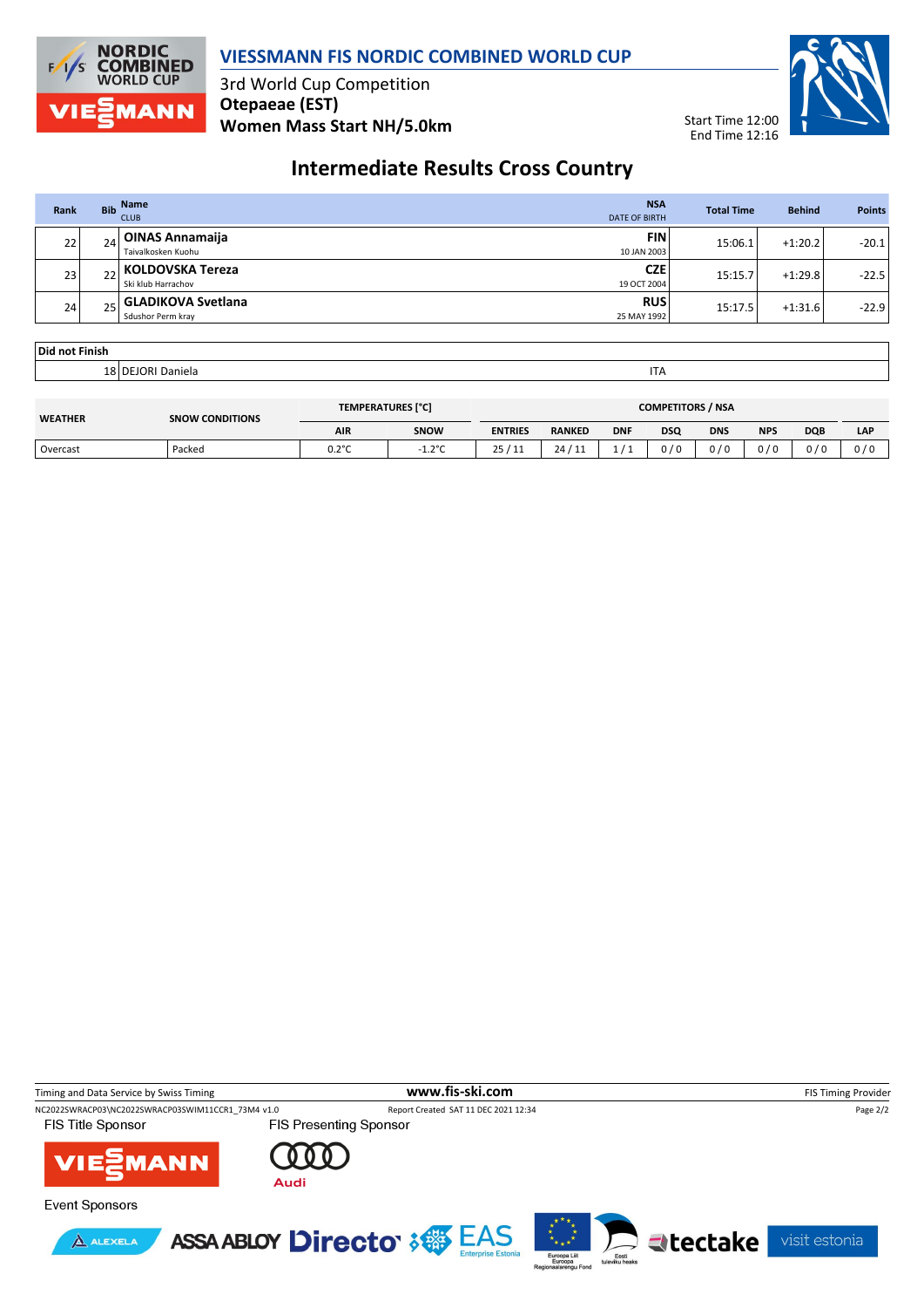# VIESSMANN FIS NORDIC COMBINED WORLD CUP

3rd World Cup Competition
**Otepaeae (EST)**
**Women Mass Start NH/5.0km**

Start Time 12:00
End Time 12:16

## Intermediate Results Cross Country

| Rank | Bib | Name<br>CLUB | NSA<br>DATE OF BIRTH | Total Time | Behind | Points |
|---|---|---|---|---|---|---|
| 22 | 24 | **OINAS Annamaija**<br>Taivalkosken Kuohu | **FIN**<br>10 JAN 2003 | 15:06.1 | +1:20.2 | -20.1 |
| 23 | 22 | **KOLDOVSKA Tereza**<br>Ski klub Harrachov | **CZE**<br>19 OCT 2004 | 15:15.7 | +1:29.8 | -22.5 |
| 24 | 25 | **GLADIKOVA Svetlana**<br>Sdushor Perm kray | **RUS**<br>25 MAY 1992 | 15:17.5 | +1:31.6 | -22.9 |

| Did not Finish | | |
|---|---|---|
| 18 | DEJORI Daniela | ITA |

| WEATHER | SNOW CONDITIONS | TEMPERATURES [°C] | | COMPETITORS / NSA | | | | | | | |
|---|---|---|---|---|---|---|---|---|---|---|---|
| | | AIR | SNOW | ENTRIES | RANKED | DNF | DSQ | DNS | NPS | DQB | LAP |
| Overcast | Packed | 0.2°C | -1.2°C | 25 / 11 | 24 / 11 | 1 / 1 | 0 / 0 | 0 / 0 | 0 / 0 | 0 / 0 | 0 / 0 |

Timing and Data Service by Swiss Timing — www.fis-ski.com — FIS Timing Provider
NC2022SWRACP03\NC2022SWRACP03SWIM11CCR1_73M4 v1.0 — Report Created SAT 11 DEC 2021 12:34

FIS Title Sponsor — FIS Presenting Sponsor

Event Sponsors